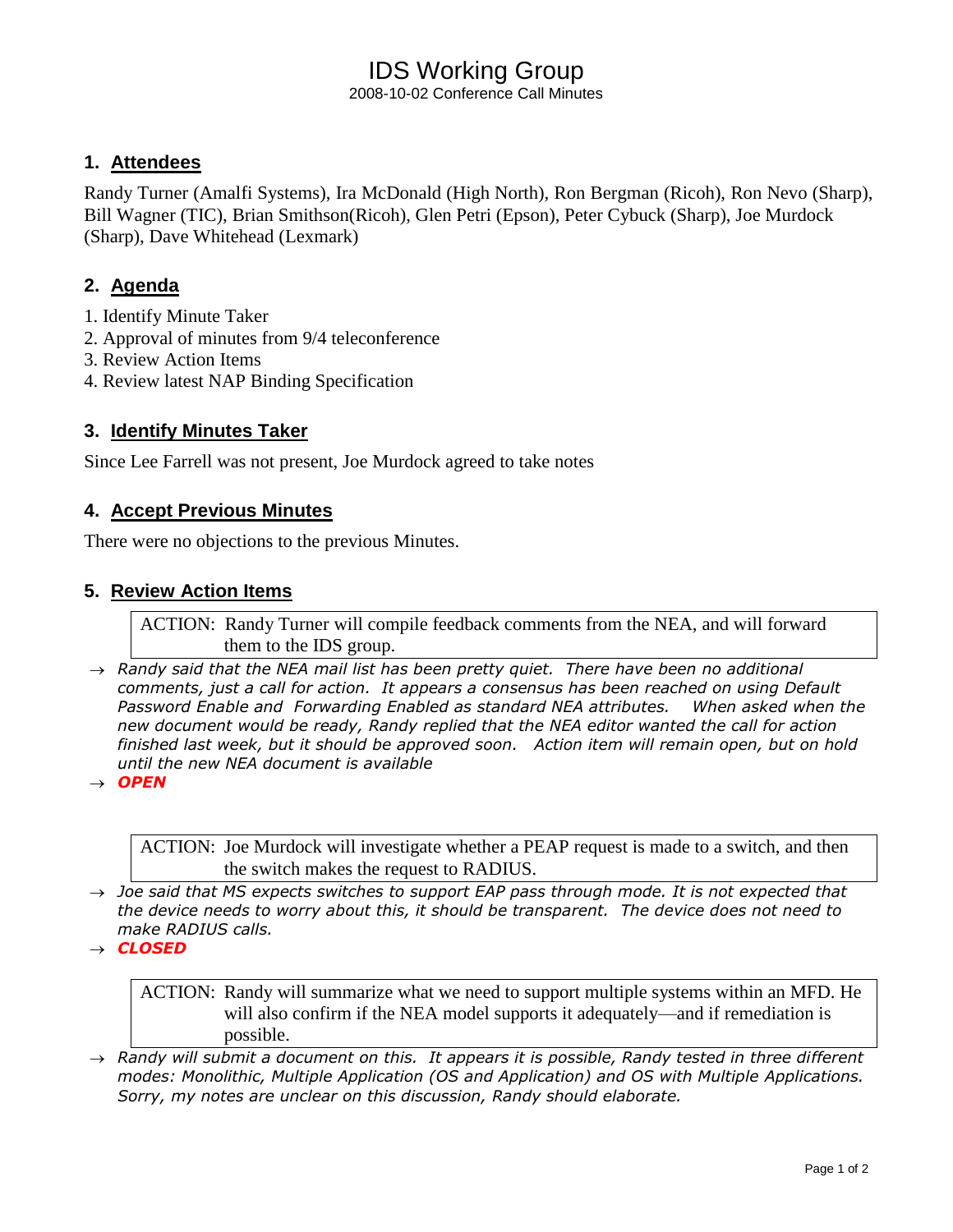# IDS Working Group

2008-10-02 Conference Call Minutes

## 1. Attendees

Randy Turner (Amalfi Systems), Ira McDonald (High North), Ron Bergman (Ricoh), Ron Nevo (Sharp), Bill Wagner (TIC), Brian Smithson(Ricoh), Glen Petri (Epson), Peter Cybuck (Sharp), Joe Murdock (Sharp), Dave Whitehead (Lexmark)

## 2. Agenda

1. Identify Minute Taker
2. Approval of minutes from 9/4 teleconference
3. Review Action Items
4. Review latest NAP Binding Specification

## 3. Identify Minutes Taker

Since Lee Farrell was not present, Joe Murdock agreed to take notes

## 4. Accept Previous Minutes

There were no objections to the previous Minutes.

## 5. Review Action Items

> ACTION: Randy Turner will compile feedback comments from the NEA, and will forward them to the IDS group.

- → *Randy said that the NEA mail list has been pretty quiet. There have been no additional comments, just a call for action. It appears a consensus has been reached on using Default Password Enable and Forwarding Enabled as standard NEA attributes. When asked when the new document would be ready, Randy replied that the NEA editor wanted the call for action finished last week, but it should be approved soon. Action item will remain open, but on hold until the new NEA document is available*
- → ***OPEN***

> ACTION: Joe Murdock will investigate whether a PEAP request is made to a switch, and then the switch makes the request to RADIUS.

- → *Joe said that MS expects switches to support EAP pass through mode. It is not expected that the device needs to worry about this, it should be transparent. The device does not need to make RADIUS calls.*
- → ***CLOSED***

> ACTION: Randy will summarize what we need to support multiple systems within an MFD. He will also confirm if the NEA model supports it adequately—and if remediation is possible.

- → *Randy will submit a document on this. It appears it is possible, Randy tested in three different modes: Monolithic, Multiple Application (OS and Application) and OS with Multiple Applications. Sorry, my notes are unclear on this discussion, Randy should elaborate.*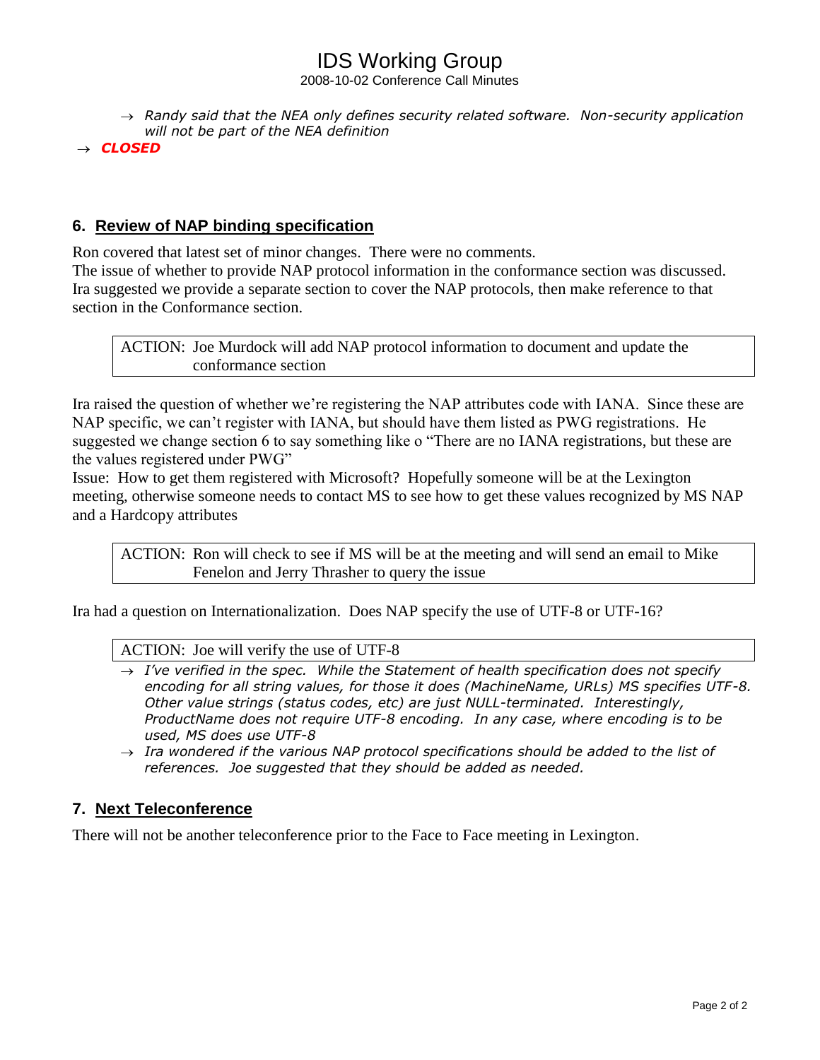- → *Randy said that the NEA only defines security related software. Non-security application will not be part of the NEA definition*

→ ***CLOSED***

## 6. Review of NAP binding specification

Ron covered that latest set of minor changes. There were no comments.
The issue of whether to provide NAP protocol information in the conformance section was discussed. Ira suggested we provide a separate section to cover the NAP protocols, then make reference to that section in the Conformance section.

> ACTION: Joe Murdock will add NAP protocol information to document and update the conformance section

Ira raised the question of whether we're registering the NAP attributes code with IANA. Since these are NAP specific, we can't register with IANA, but should have them listed as PWG registrations. He suggested we change section 6 to say something like o "There are no IANA registrations, but these are the values registered under PWG"
Issue: How to get them registered with Microsoft? Hopefully someone will be at the Lexington meeting, otherwise someone needs to contact MS to see how to get these values recognized by MS NAP and a Hardcopy attributes

> ACTION: Ron will check to see if MS will be at the meeting and will send an email to Mike Fenelon and Jerry Thrasher to query the issue

Ira had a question on Internationalization. Does NAP specify the use of UTF-8 or UTF-16?

> ACTION: Joe will verify the use of UTF-8

- → *I've verified in the spec. While the Statement of health specification does not specify encoding for all string values, for those it does (MachineName, URLs) MS specifies UTF-8. Other value strings (status codes, etc) are just NULL-terminated. Interestingly, ProductName does not require UTF-8 encoding. In any case, where encoding is to be used, MS does use UTF-8*
- → *Ira wondered if the various NAP protocol specifications should be added to the list of references. Joe suggested that they should be added as needed.*

## 7. Next Teleconference

There will not be another teleconference prior to the Face to Face meeting in Lexington.